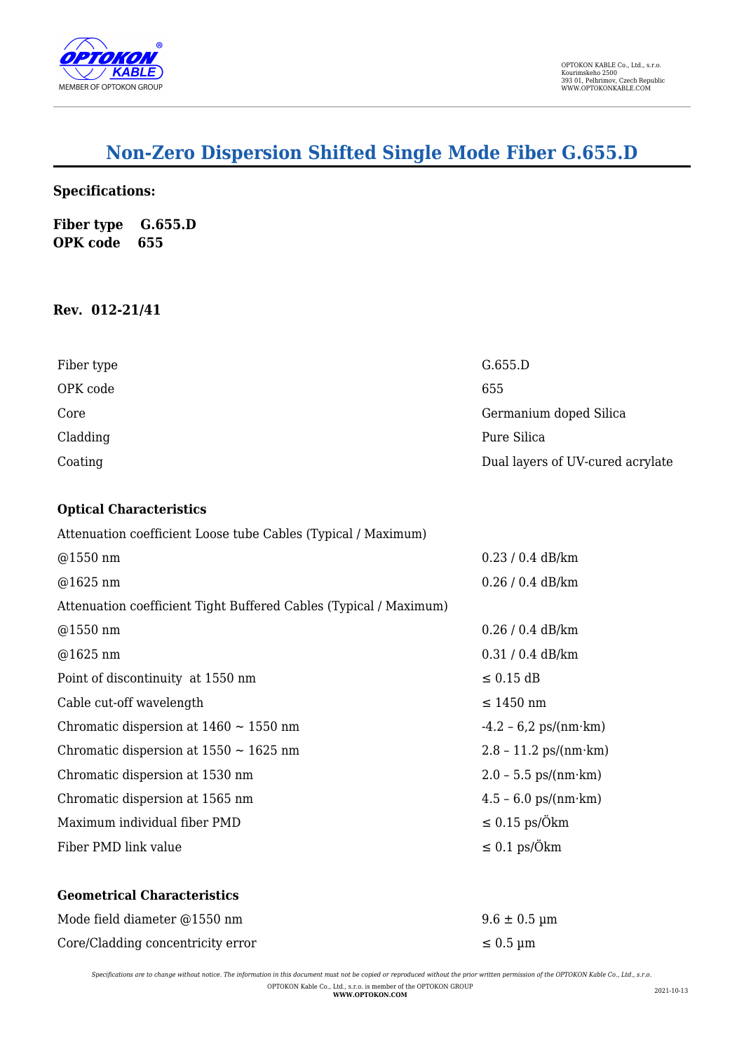# Non-Zero Dispersion Shifted Single Mode Fiber G.655.D

**Specifications:**

**Fiber type G.655.D**
**OPK code 655**

**Rev. 012-21/41**

| | |
|---|---|
| Fiber type | G.655.D |
| OPK code | 655 |
| Core | Germanium doped Silica |
| Cladding | Pure Silica |
| Coating | Dual layers of UV-cured acrylate |
| **Optical Characteristics** | |
| Attenuation coefficient Loose tube Cables (Typical / Maximum) | |
| @1550 nm | 0.23 / 0.4 dB/km |
| @1625 nm | 0.26 / 0.4 dB/km |
| Attenuation coefficient Tight Buffered Cables (Typical / Maximum) | |
| @1550 nm | 0.26 / 0.4 dB/km |
| @1625 nm | 0.31 / 0.4 dB/km |
| Point of discontinuity at 1550 nm | ≤ 0.15 dB |
| Cable cut-off wavelength | ≤ 1450 nm |
| Chromatic dispersion at 1460 ~ 1550 nm | -4.2 – 6,2 ps/(nm·km) |
| Chromatic dispersion at 1550 ~ 1625 nm | 2.8 – 11.2 ps/(nm·km) |
| Chromatic dispersion at 1530 nm | 2.0 – 5.5 ps/(nm·km) |
| Chromatic dispersion at 1565 nm | 4.5 – 6.0 ps/(nm·km) |
| Maximum individual fiber PMD | ≤ 0.15 ps/Ökm |
| Fiber PMD link value | ≤ 0.1 ps/Ökm |
| **Geometrical Characteristics** | |
| Mode field diameter @1550 nm | 9.6 ± 0.5 µm |
| Core/Cladding concentricity error | ≤ 0.5 µm |

*Specifications are to change without notice. The information in this document must not be copied or reproduced without the prior written permission of the OPTOKON Kable Co., Ltd., s.r.o.*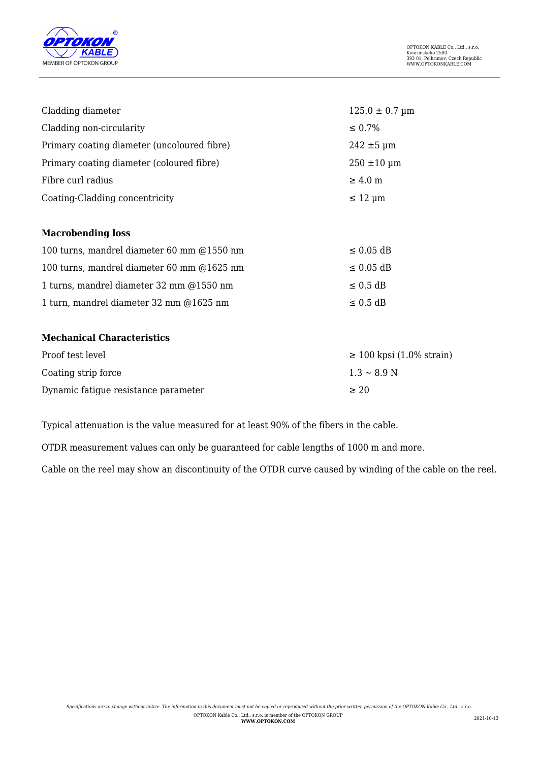| | |
|---|---|
| Cladding diameter | 125.0 ± 0.7 µm |
| Cladding non-circularity | ≤ 0.7% |
| Primary coating diameter (uncoloured fibre) | 242 ±5 µm |
| Primary coating diameter (coloured fibre) | 250 ±10 µm |
| Fibre curl radius | ≥ 4.0 m |
| Coating-Cladding concentricity | ≤ 12 µm |

**Macrobending loss**

| | |
|---|---|
| 100 turns, mandrel diameter 60 mm @1550 nm | ≤ 0.05 dB |
| 100 turns, mandrel diameter 60 mm @1625 nm | ≤ 0.05 dB |
| 1 turns, mandrel diameter 32 mm @1550 nm | ≤ 0.5 dB |
| 1 turn, mandrel diameter 32 mm @1625 nm | ≤ 0.5 dB |

**Mechanical Characteristics**

| | |
|---|---|
| Proof test level | ≥ 100 kpsi (1.0% strain) |
| Coating strip force | 1.3 ~ 8.9 N |
| Dynamic fatigue resistance parameter | ≥ 20 |

Typical attenuation is the value measured for at least 90% of the fibers in the cable.

OTDR measurement values can only be guaranteed for cable lengths of 1000 m and more.

Cable on the reel may show an discontinuity of the OTDR curve caused by winding of the cable on the reel.